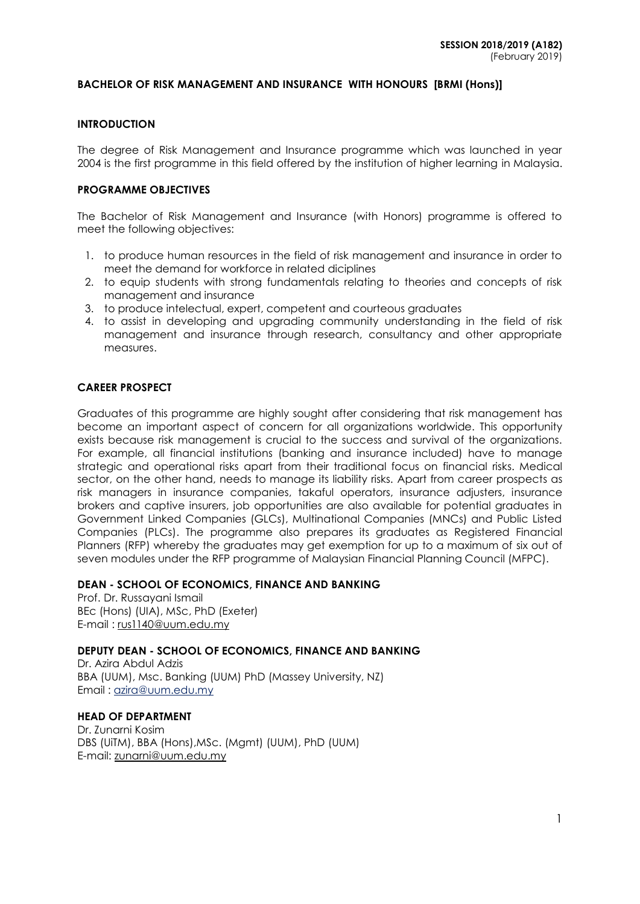**SESSION 2018/2019 (A182)**
(February 2019)

# BACHELOR OF RISK MANAGEMENT AND INSURANCE WITH HONOURS [BRMI (Hons)]

## INTRODUCTION

The degree of Risk Management and Insurance programme which was launched in year 2004 is the first programme in this field offered by the institution of higher learning in Malaysia.

## PROGRAMME OBJECTIVES

The Bachelor of Risk Management and Insurance (with Honors) programme is offered to meet the following objectives:

1. to produce human resources in the field of risk management and insurance in order to meet the demand for workforce in related diciplines
2. to equip students with strong fundamentals relating to theories and concepts of risk management and insurance
3. to produce intelectual, expert, competent and courteous graduates
4. to assist in developing and upgrading community understanding in the field of risk management and insurance through research, consultancy and other appropriate measures.

## CAREER PROSPECT

Graduates of this programme are highly sought after considering that risk management has become an important aspect of concern for all organizations worldwide. This opportunity exists because risk management is crucial to the success and survival of the organizations. For example, all financial institutions (banking and insurance included) have to manage strategic and operational risks apart from their traditional focus on financial risks. Medical sector, on the other hand, needs to manage its liability risks. Apart from career prospects as risk managers in insurance companies, takaful operators, insurance adjusters, insurance brokers and captive insurers, job opportunities are also available for potential graduates in Government Linked Companies (GLCs), Multinational Companies (MNCs) and Public Listed Companies (PLCs). The programme also prepares its graduates as Registered Financial Planners (RFP) whereby the graduates may get exemption for up to a maximum of six out of seven modules under the RFP programme of Malaysian Financial Planning Council (MFPC).

## DEAN - SCHOOL OF ECONOMICS, FINANCE AND BANKING

Prof. Dr. Russayani Ismail
BEc (Hons) (UIA), MSc, PhD (Exeter)
E-mail : rus1140@uum.edu.my

## DEPUTY DEAN - SCHOOL OF ECONOMICS, FINANCE AND BANKING

Dr. Azira Abdul Adzis
BBA (UUM), Msc. Banking (UUM) PhD (Massey University, NZ)
Email : azira@uum.edu.my

## HEAD OF DEPARTMENT

Dr. Zunarni Kosim
DBS (UiTM), BBA (Hons),MSc. (Mgmt) (UUM), PhD (UUM)
E-mail: zunarni@uum.edu.my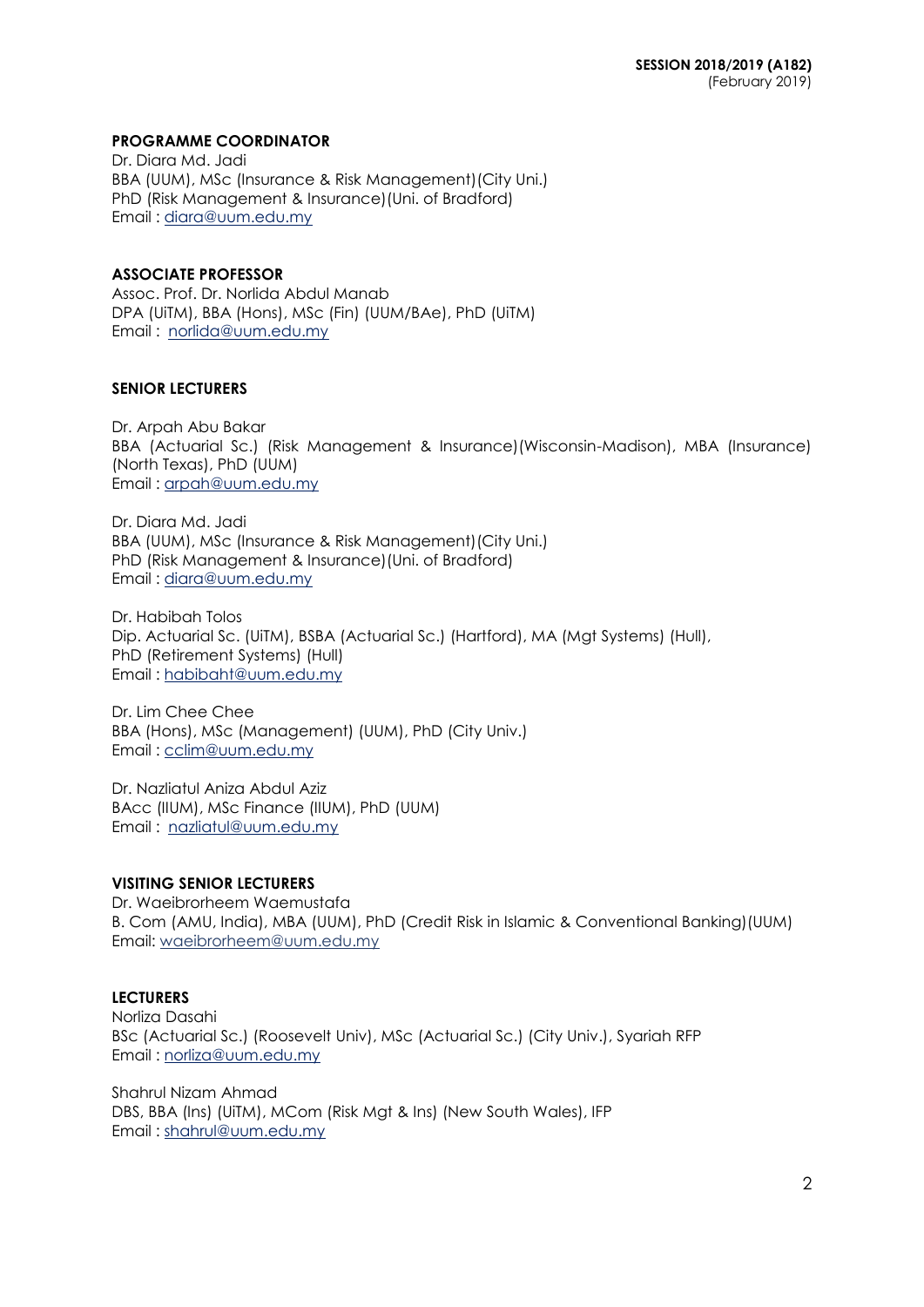**SESSION 2018/2019 (A182)**
(February 2019)

## PROGRAMME COORDINATOR

Dr. Diara Md. Jadi
BBA (UUM), MSc (Insurance & Risk Management)(City Uni.)
PhD (Risk Management & Insurance)(Uni. of Bradford)
Email : diara@uum.edu.my

## ASSOCIATE PROFESSOR

Assoc. Prof. Dr. Norlida Abdul Manab
DPA (UiTM), BBA (Hons), MSc (Fin) (UUM/BAe), PhD (UiTM)
Email : norlida@uum.edu.my

## SENIOR LECTURERS

Dr. Arpah Abu Bakar
BBA (Actuarial Sc.) (Risk Management & Insurance)(Wisconsin-Madison), MBA (Insurance) (North Texas), PhD (UUM)
Email : arpah@uum.edu.my

Dr. Diara Md. Jadi
BBA (UUM), MSc (Insurance & Risk Management)(City Uni.)
PhD (Risk Management & Insurance)(Uni. of Bradford)
Email : diara@uum.edu.my

Dr. Habibah Tolos
Dip. Actuarial Sc. (UiTM), BSBA (Actuarial Sc.) (Hartford), MA (Mgt Systems) (Hull),
PhD (Retirement Systems) (Hull)
Email : habibaht@uum.edu.my

Dr. Lim Chee Chee
BBA (Hons), MSc (Management) (UUM), PhD (City Univ.)
Email : cclim@uum.edu.my

Dr. Nazliatul Aniza Abdul Aziz
BAcc (IIUM), MSc Finance (IIUM), PhD (UUM)
Email : nazliatul@uum.edu.my

## VISITING SENIOR LECTURERS

Dr. Waeibrorheem Waemustafa
B. Com (AMU, India), MBA (UUM), PhD (Credit Risk in Islamic & Conventional Banking)(UUM)
Email: waeibrorheem@uum.edu.my

## LECTURERS

Norliza Dasahi
BSc (Actuarial Sc.) (Roosevelt Univ), MSc (Actuarial Sc.) (City Univ.), Syariah RFP
Email : norliza@uum.edu.my

Shahrul Nizam Ahmad
DBS, BBA (Ins) (UiTM), MCom (Risk Mgt & Ins) (New South Wales), IFP
Email : shahrul@uum.edu.my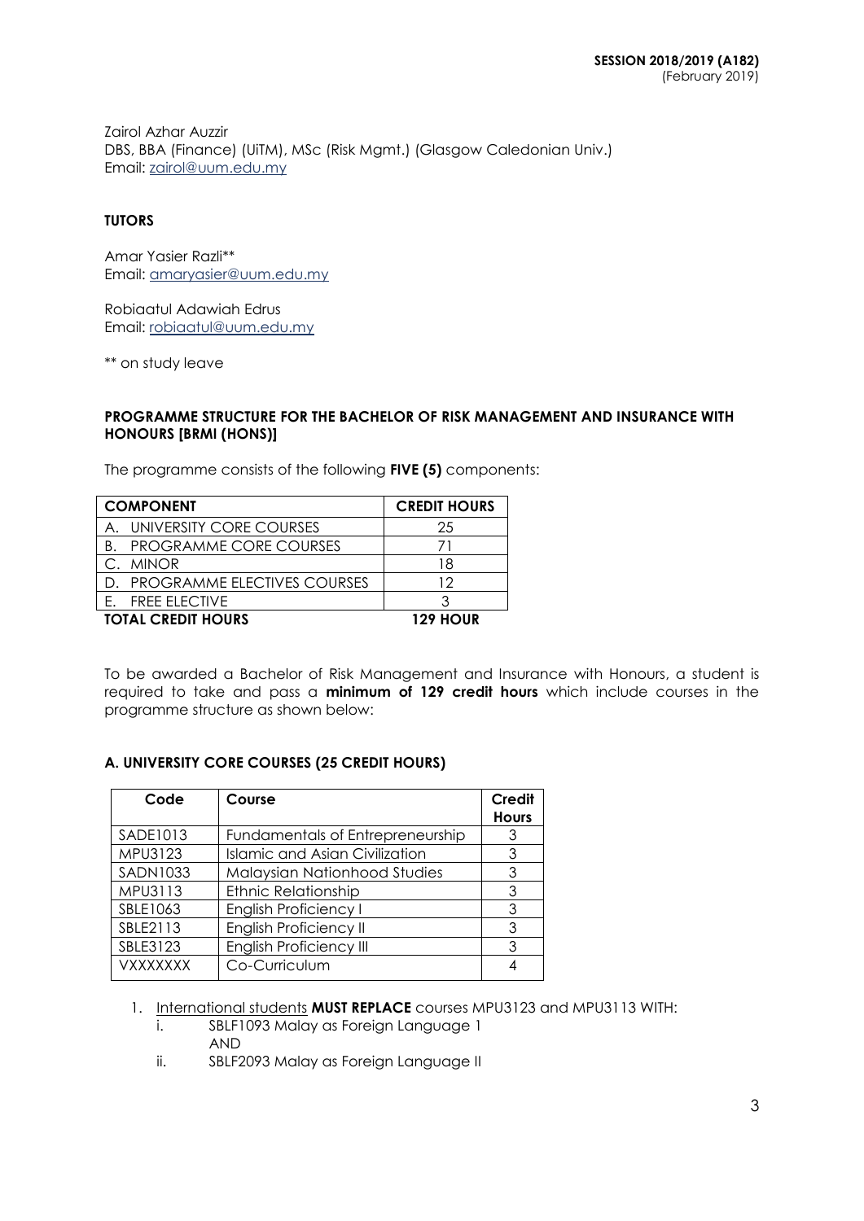Zairol Azhar Auzzir
DBS, BBA (Finance) (UiTM), MSc (Risk Mgmt.) (Glasgow Caledonian Univ.)
Email: zairol@uum.edu.my

**TUTORS**

Amar Yasier Razli**
Email: amaryasier@uum.edu.my

Robiaatul Adawiah Edrus
Email: robiaatul@uum.edu.my

** on study leave

**PROGRAMME STRUCTURE FOR THE BACHELOR OF RISK MANAGEMENT AND INSURANCE WITH HONOURS [BRMI (HONS)]**

The programme consists of the following **FIVE (5)** components:

| COMPONENT | CREDIT HOURS |
|---|---|
| A. UNIVERSITY CORE COURSES | 25 |
| B. PROGRAMME CORE COURSES | 71 |
| C. MINOR | 18 |
| D. PROGRAMME ELECTIVES COURSES | 12 |
| E. FREE ELECTIVE | 3 |
| **TOTAL CREDIT HOURS** | **129 HOUR** |

To be awarded a Bachelor of Risk Management and Insurance with Honours, a student is required to take and pass a **minimum of 129 credit hours** which include courses in the programme structure as shown below:

**A. UNIVERSITY CORE COURSES (25 CREDIT HOURS)**

| Code | Course | Credit Hours |
|---|---|---|
| SADE1013 | Fundamentals of Entrepreneurship | 3 |
| MPU3123 | Islamic and Asian Civilization | 3 |
| SADN1033 | Malaysian Nationhood Studies | 3 |
| MPU3113 | Ethnic Relationship | 3 |
| SBLE1063 | English Proficiency I | 3 |
| SBLE2113 | English Proficiency II | 3 |
| SBLE3123 | English Proficiency III | 3 |
| VXXXXXXX | Co-Curriculum | 4 |

1. International students **MUST REPLACE** courses MPU3123 and MPU3113 WITH:
   i. SBLF1093 Malay as Foreign Language 1
      AND
   ii. SBLF2093 Malay as Foreign Language II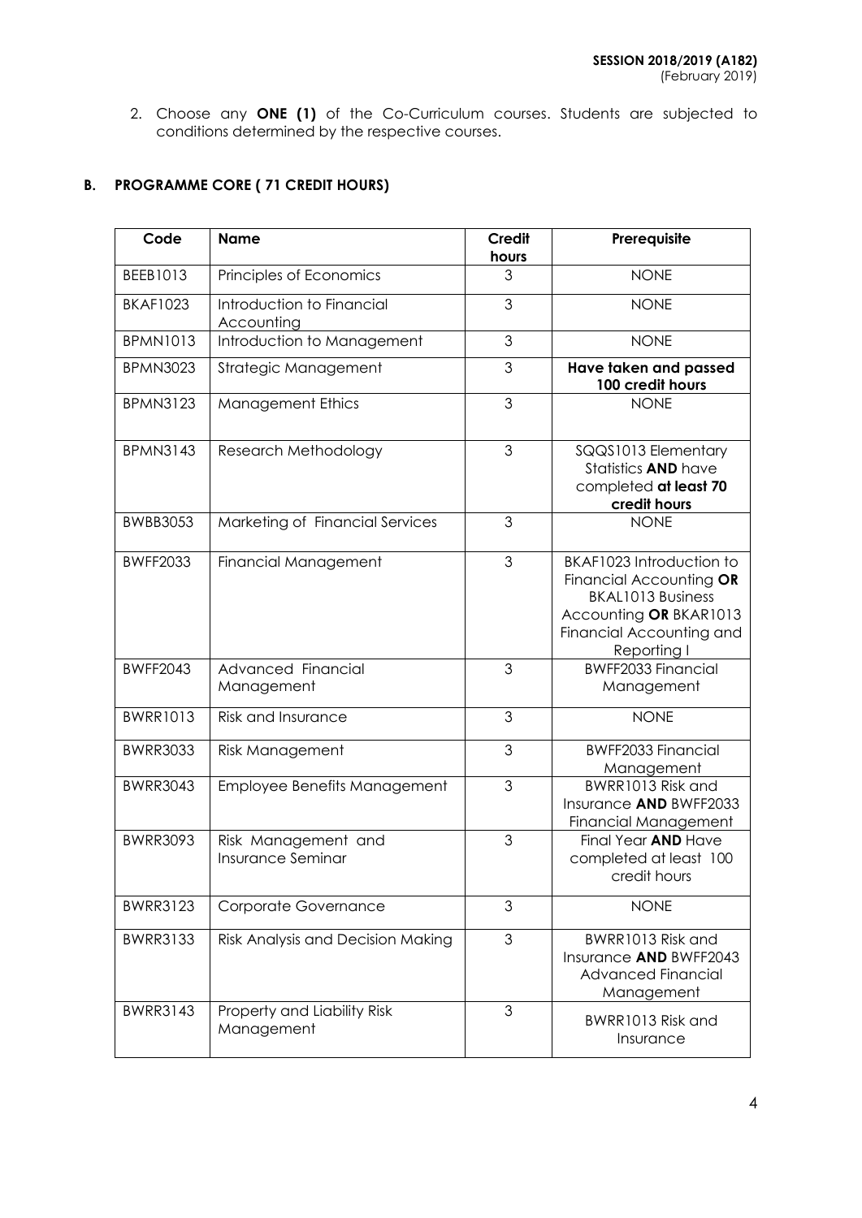2. Choose any **ONE (1)** of the Co-Curriculum courses. Students are subjected to conditions determined by the respective courses.

## B. PROGRAMME CORE ( 71 CREDIT HOURS)

| Code | Name | Credit hours | Prerequisite |
|---|---|---|---|
| BEEB1013 | Principles of Economics | 3 | NONE |
| BKAF1023 | Introduction to Financial Accounting | 3 | NONE |
| BPMN1013 | Introduction to Management | 3 | NONE |
| BPMN3023 | Strategic Management | 3 | **Have taken and passed 100 credit hours** |
| BPMN3123 | Management Ethics | 3 | NONE |
| BPMN3143 | Research Methodology | 3 | SQQS1013 Elementary Statistics **AND** have completed **at least 70 credit hours** |
| BWBB3053 | Marketing of Financial Services | 3 | NONE |
| BWFF2033 | Financial Management | 3 | BKAF1023 Introduction to Financial Accounting **OR** BKAL1013 Business Accounting **OR** BKAR1013 Financial Accounting and Reporting I |
| BWFF2043 | Advanced Financial Management | 3 | BWFF2033 Financial Management |
| BWRR1013 | Risk and Insurance | 3 | NONE |
| BWRR3033 | Risk Management | 3 | BWFF2033 Financial Management |
| BWRR3043 | Employee Benefits Management | 3 | BWRR1013 Risk and Insurance **AND** BWFF2033 Financial Management |
| BWRR3093 | Risk Management and Insurance Seminar | 3 | Final Year **AND** Have completed at least 100 credit hours |
| BWRR3123 | Corporate Governance | 3 | NONE |
| BWRR3133 | Risk Analysis and Decision Making | 3 | BWRR1013 Risk and Insurance **AND** BWFF2043 Advanced Financial Management |
| BWRR3143 | Property and Liability Risk Management | 3 | BWRR1013 Risk and Insurance |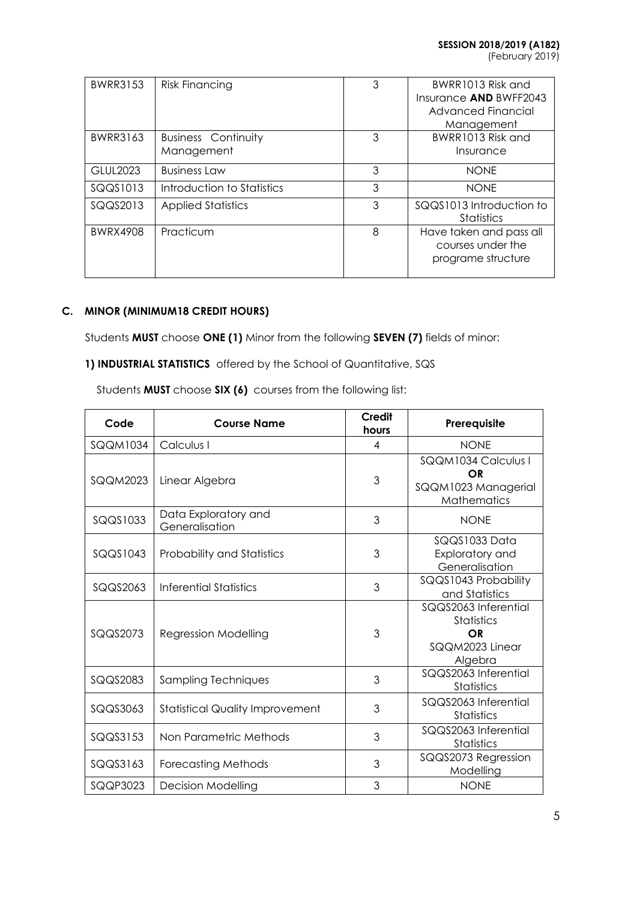| BWRR3153 | Risk Financing | 3 | BWRR1013 Risk and Insurance **AND** BWFF2043 Advanced Financial Management |
|---|---|---|---|
| BWRR3163 | Business Continuity Management | 3 | BWRR1013 Risk and Insurance |
| GLUL2023 | Business Law | 3 | NONE |
| SQQS1013 | Introduction to Statistics | 3 | NONE |
| SQQS2013 | Applied Statistics | 3 | SQQS1013 Introduction to Statistics |
| BWRX4908 | Practicum | 8 | Have taken and pass all courses under the programe structure |

### C. MINOR (MINIMUM18 CREDIT HOURS)

Students **MUST** choose **ONE (1)** Minor from the following **SEVEN (7)** fields of minor:

**1) INDUSTRIAL STATISTICS** offered by the School of Quantitative, SQS

Students **MUST** choose **SIX (6)** courses from the following list:

| Code | Course Name | Credit hours | Prerequisite |
|---|---|---|---|
| SQQM1034 | Calculus I | 4 | NONE |
| SQQM2023 | Linear Algebra | 3 | SQQM1034 Calculus I **OR** SQQM1023 Managerial Mathematics |
| SQQS1033 | Data Exploratory and Generalisation | 3 | NONE |
| SQQS1043 | Probability and Statistics | 3 | SQQS1033 Data Exploratory and Generalisation |
| SQQS2063 | Inferential Statistics | 3 | SQQS1043 Probability and Statistics |
| SQQS2073 | Regression Modelling | 3 | SQQS2063 Inferential Statistics **OR** SQQM2023 Linear Algebra |
| SQQS2083 | Sampling Techniques | 3 | SQQS2063 Inferential Statistics |
| SQQS3063 | Statistical Quality Improvement | 3 | SQQS2063 Inferential Statistics |
| SQQS3153 | Non Parametric Methods | 3 | SQQS2063 Inferential Statistics |
| SQQS3163 | Forecasting Methods | 3 | SQQS2073 Regression Modelling |
| SQQP3023 | Decision Modelling | 3 | NONE |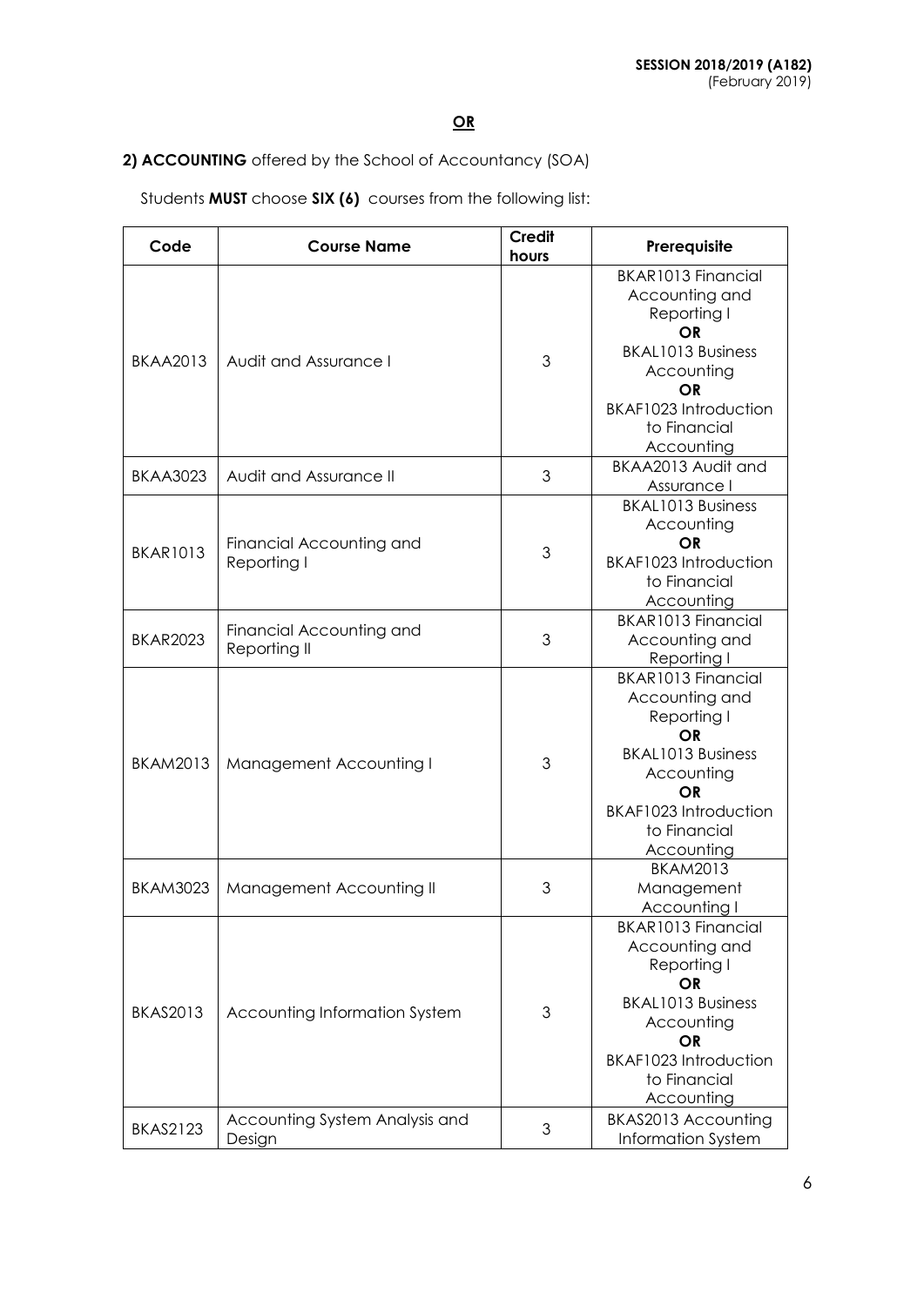**OR**

**2) ACCOUNTING** offered by the School of Accountancy (SOA)

Students **MUST** choose **SIX (6)** courses from the following list:

| Code | Course Name | Credit hours | Prerequisite |
|---|---|---|---|
| BKAA2013 | Audit and Assurance I | 3 | BKAR1013 Financial Accounting and Reporting I **OR** BKAL1013 Business Accounting **OR** BKAF1023 Introduction to Financial Accounting |
| BKAA3023 | Audit and Assurance II | 3 | BKAA2013 Audit and Assurance I |
| BKAR1013 | Financial Accounting and Reporting I | 3 | BKAL1013 Business Accounting **OR** BKAF1023 Introduction to Financial Accounting |
| BKAR2023 | Financial Accounting and Reporting II | 3 | BKAR1013 Financial Accounting and Reporting I |
| BKAM2013 | Management Accounting I | 3 | BKAR1013 Financial Accounting and Reporting I **OR** BKAL1013 Business Accounting **OR** BKAF1023 Introduction to Financial Accounting |
| BKAM3023 | Management Accounting II | 3 | BKAM2013 Management Accounting I |
| BKAS2013 | Accounting Information System | 3 | BKAR1013 Financial Accounting and Reporting I **OR** BKAL1013 Business Accounting **OR** BKAF1023 Introduction to Financial Accounting |
| BKAS2123 | Accounting System Analysis and Design | 3 | BKAS2013 Accounting Information System |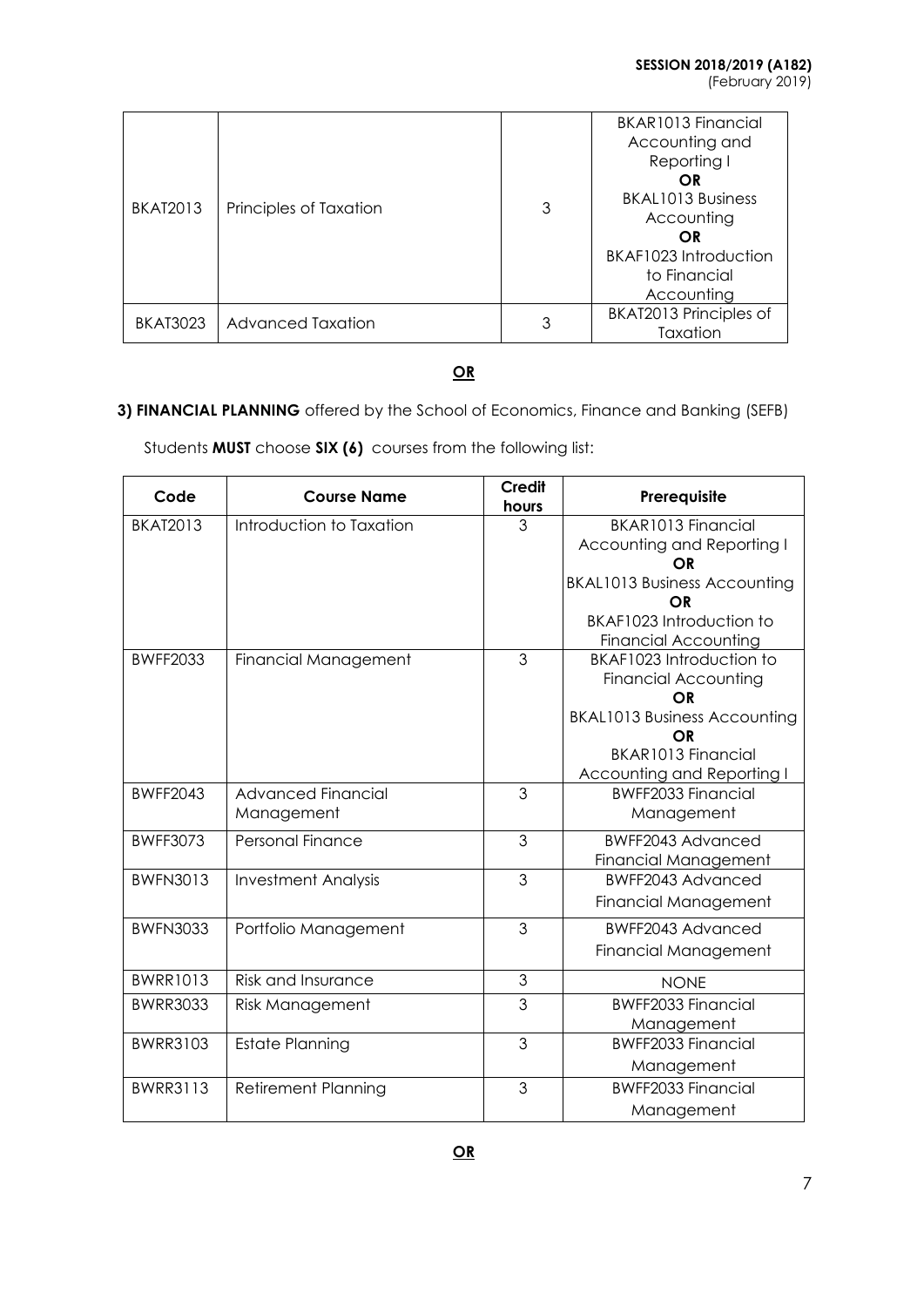| BKAT2013 | Principles of Taxation | 3 | BKAR1013 Financial Accounting and Reporting I **OR** BKAL1013 Business Accounting **OR** BKAF1023 Introduction to Financial Accounting |
|---|---|---|---|
| BKAT3023 | Advanced Taxation | 3 | BKAT2013 Principles of Taxation |

**OR**

**3) FINANCIAL PLANNING** offered by the School of Economics, Finance and Banking (SEFB)

Students **MUST** choose **SIX (6)** courses from the following list:

| Code | Course Name | Credit hours | Prerequisite |
|---|---|---|---|
| BKAT2013 | Introduction to Taxation | 3 | BKAR1013 Financial Accounting and Reporting I **OR** BKAL1013 Business Accounting **OR** BKAF1023 Introduction to Financial Accounting |
| BWFF2033 | Financial Management | 3 | BKAF1023 Introduction to Financial Accounting **OR** BKAL1013 Business Accounting **OR** BKAR1013 Financial Accounting and Reporting I |
| BWFF2043 | Advanced Financial Management | 3 | BWFF2033 Financial Management |
| BWFF3073 | Personal Finance | 3 | BWFF2043 Advanced Financial Management |
| BWFN3013 | Investment Analysis | 3 | BWFF2043 Advanced Financial Management |
| BWFN3033 | Portfolio Management | 3 | BWFF2043 Advanced Financial Management |
| BWRR1013 | Risk and Insurance | 3 | NONE |
| BWRR3033 | Risk Management | 3 | BWFF2033 Financial Management |
| BWRR3103 | Estate Planning | 3 | BWFF2033 Financial Management |
| BWRR3113 | Retirement Planning | 3 | BWFF2033 Financial Management |

**OR**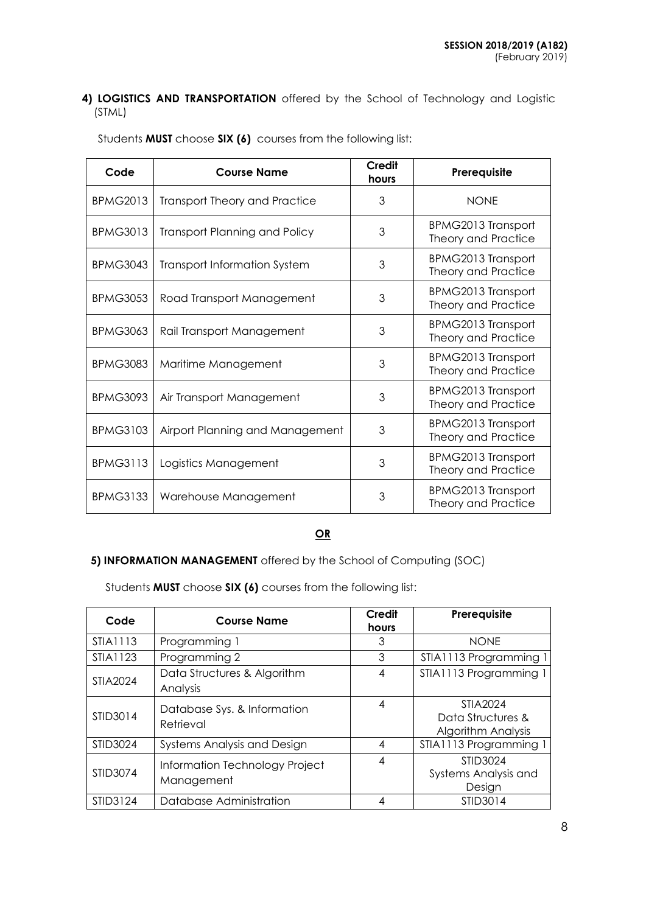**4) LOGISTICS AND TRANSPORTATION** offered by the School of Technology and Logistic (STML)

Students **MUST** choose **SIX (6)** courses from the following list:

| Code | Course Name | Credit hours | Prerequisite |
|---|---|---|---|
| BPMG2013 | Transport Theory and Practice | 3 | NONE |
| BPMG3013 | Transport Planning and Policy | 3 | BPMG2013 Transport Theory and Practice |
| BPMG3043 | Transport Information System | 3 | BPMG2013 Transport Theory and Practice |
| BPMG3053 | Road Transport Management | 3 | BPMG2013 Transport Theory and Practice |
| BPMG3063 | Rail Transport Management | 3 | BPMG2013 Transport Theory and Practice |
| BPMG3083 | Maritime Management | 3 | BPMG2013 Transport Theory and Practice |
| BPMG3093 | Air Transport Management | 3 | BPMG2013 Transport Theory and Practice |
| BPMG3103 | Airport Planning and Management | 3 | BPMG2013 Transport Theory and Practice |
| BPMG3113 | Logistics Management | 3 | BPMG2013 Transport Theory and Practice |
| BPMG3133 | Warehouse Management | 3 | BPMG2013 Transport Theory and Practice |

**OR**

**5) INFORMATION MANAGEMENT** offered by the School of Computing (SOC)

Students **MUST** choose **SIX (6)** courses from the following list:

| Code | Course Name | Credit hours | Prerequisite |
|---|---|---|---|
| STIA1113 | Programming 1 | 3 | NONE |
| STIA1123 | Programming 2 | 3 | STIA1113 Programming 1 |
| STIA2024 | Data Structures & Algorithm Analysis | 4 | STIA1113 Programming 1 |
| STID3014 | Database Sys. & Information Retrieval | 4 | STIA2024 Data Structures & Algorithm Analysis |
| STID3024 | Systems Analysis and Design | 4 | STIA1113 Programming 1 |
| STID3074 | Information Technology Project Management | 4 | STID3024 Systems Analysis and Design |
| STID3124 | Database Administration | 4 | STID3014 |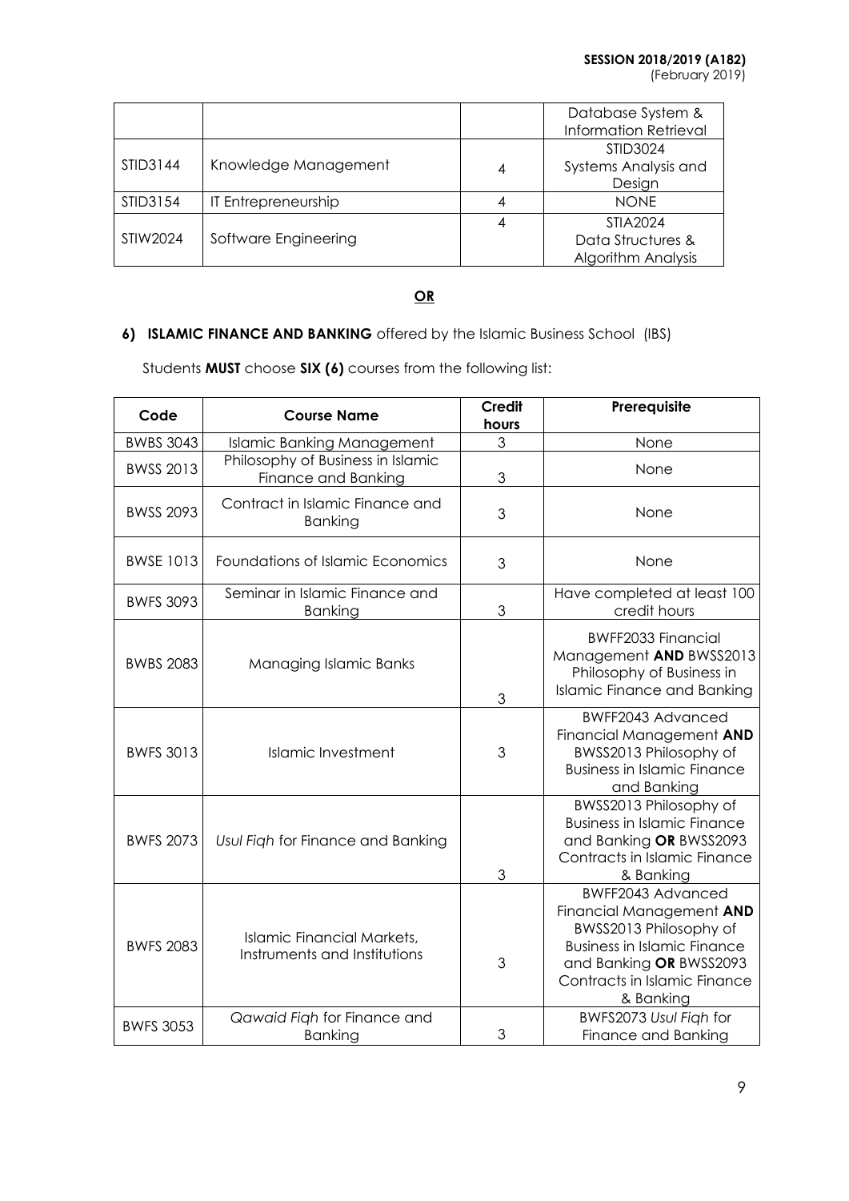| | | | Database System & Information Retrieval |
|---|---|---|---|
| STID3144 | Knowledge Management | 4 | STID3024 Systems Analysis and Design |
| STID3154 | IT Entrepreneurship | 4 | NONE |
| STIW2024 | Software Engineering | 4 | STIA2024 Data Structures & Algorithm Analysis |

**OR**

**6) ISLAMIC FINANCE AND BANKING** offered by the Islamic Business School (IBS)

Students **MUST** choose **SIX (6)** courses from the following list:

| Code | Course Name | Credit hours | Prerequisite |
|---|---|---|---|
| BWBS 3043 | Islamic Banking Management | 3 | None |
| BWSS 2013 | Philosophy of Business in Islamic Finance and Banking | 3 | None |
| BWSS 2093 | Contract in Islamic Finance and Banking | 3 | None |
| BWSE 1013 | Foundations of Islamic Economics | 3 | None |
| BWFS 3093 | Seminar in Islamic Finance and Banking | 3 | Have completed at least 100 credit hours |
| BWBS 2083 | Managing Islamic Banks | 3 | BWFF2033 Financial Management **AND** BWSS2013 Philosophy of Business in Islamic Finance and Banking |
| BWFS 3013 | Islamic Investment | 3 | BWFF2043 Advanced Financial Management **AND** BWSS2013 Philosophy of Business in Islamic Finance and Banking |
| BWFS 2073 | *Usul Fiqh* for Finance and Banking | 3 | BWSS2013 Philosophy of Business in Islamic Finance and Banking **OR** BWSS2093 Contracts in Islamic Finance & Banking |
| BWFS 2083 | Islamic Financial Markets, Instruments and Institutions | 3 | BWFF2043 Advanced Financial Management **AND** BWSS2013 Philosophy of Business in Islamic Finance and Banking **OR** BWSS2093 Contracts in Islamic Finance & Banking |
| BWFS 3053 | *Qawaid Fiqh* for Finance and Banking | 3 | BWFS2073 *Usul Fiqh* for Finance and Banking |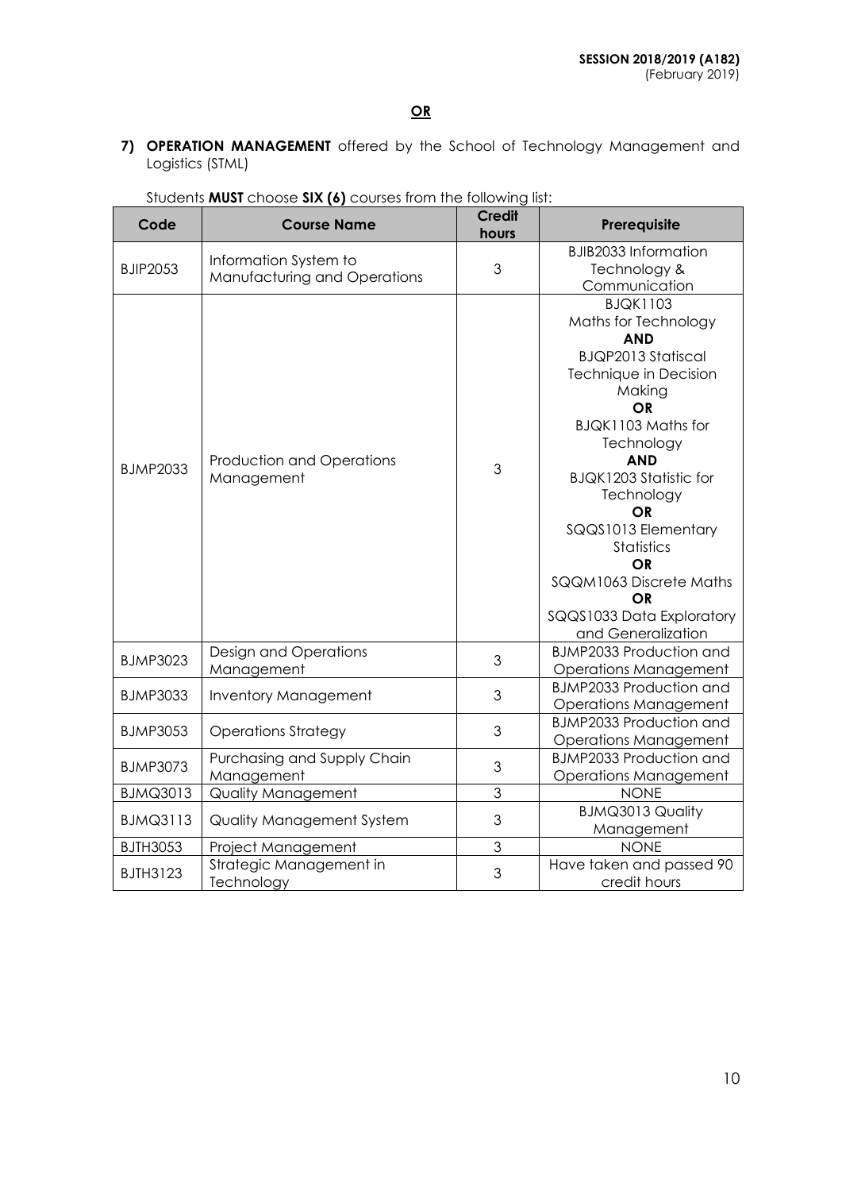**OR**

7) **OPERATION MANAGEMENT** offered by the School of Technology Management and Logistics (STML)

Students **MUST** choose **SIX (6)** courses from the following list:

| Code | Course Name | Credit hours | Prerequisite |
|---|---|---|---|
| BJIP2053 | Information System to Manufacturing and Operations | 3 | BJIB2033 Information Technology & Communication |
| BJMP2033 | Production and Operations Management | 3 | BJQK1103 Maths for Technology **AND** BJQP2013 Statiscal Technique in Decision Making **OR** BJQK1103 Maths for Technology **AND** BJQK1203 Statistic for Technology **OR** SQQS1013 Elementary Statistics **OR** SQQM1063 Discrete Maths **OR** SQQS1033 Data Exploratory and Generalization |
| BJMP3023 | Design and Operations Management | 3 | BJMP2033 Production and Operations Management |
| BJMP3033 | Inventory Management | 3 | BJMP2033 Production and Operations Management |
| BJMP3053 | Operations Strategy | 3 | BJMP2033 Production and Operations Management |
| BJMP3073 | Purchasing and Supply Chain Management | 3 | BJMP2033 Production and Operations Management |
| BJMQ3013 | Quality Management | 3 | NONE |
| BJMQ3113 | Quality Management System | 3 | BJMQ3013 Quality Management |
| BJTH3053 | Project Management | 3 | NONE |
| BJTH3123 | Strategic Management in Technology | 3 | Have taken and passed 90 credit hours |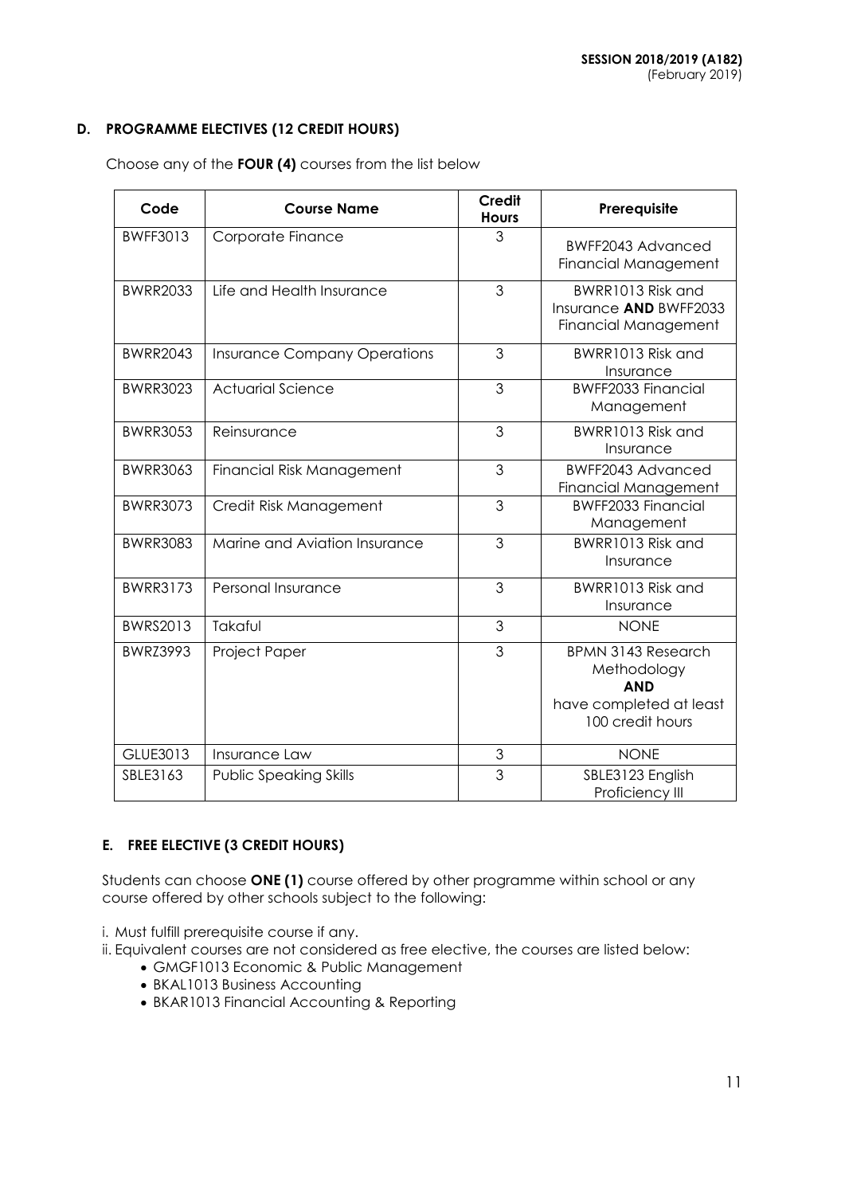## D. PROGRAMME ELECTIVES (12 CREDIT HOURS)

Choose any of the **FOUR (4)** courses from the list below

| Code | Course Name | Credit Hours | Prerequisite |
|---|---|---|---|
| BWFF3013 | Corporate Finance | 3 | BWFF2043 Advanced Financial Management |
| BWRR2033 | Life and Health Insurance | 3 | BWRR1013 Risk and Insurance **AND** BWFF2033 Financial Management |
| BWRR2043 | Insurance Company Operations | 3 | BWRR1013 Risk and Insurance |
| BWRR3023 | Actuarial Science | 3 | BWFF2033 Financial Management |
| BWRR3053 | Reinsurance | 3 | BWRR1013 Risk and Insurance |
| BWRR3063 | Financial Risk Management | 3 | BWFF2043 Advanced Financial Management |
| BWRR3073 | Credit Risk Management | 3 | BWFF2033 Financial Management |
| BWRR3083 | Marine and Aviation Insurance | 3 | BWRR1013 Risk and Insurance |
| BWRR3173 | Personal Insurance | 3 | BWRR1013 Risk and Insurance |
| BWRS2013 | Takaful | 3 | NONE |
| BWRZ3993 | Project Paper | 3 | BPMN 3143 Research Methodology **AND** have completed at least 100 credit hours |
| GLUE3013 | Insurance Law | 3 | NONE |
| SBLE3163 | Public Speaking Skills | 3 | SBLE3123 English Proficiency III |

## E. FREE ELECTIVE (3 CREDIT HOURS)

Students can choose **ONE (1)** course offered by other programme within school or any course offered by other schools subject to the following:

i. Must fulfill prerequisite course if any.
ii. Equivalent courses are not considered as free elective, the courses are listed below:
- GMGF1013 Economic & Public Management
- BKAL1013 Business Accounting
- BKAR1013 Financial Accounting & Reporting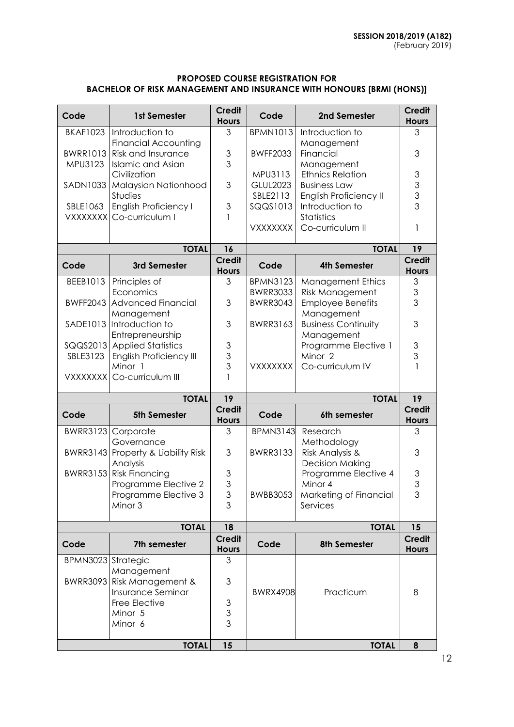**SESSION 2018/2019 (A182)**
(February 2019)

**PROPOSED COURSE REGISTRATION FOR**
**BACHELOR OF RISK MANAGEMENT AND INSURANCE WITH HONOURS [BRMI (HONS)]**

| Code | 1st Semester | Credit Hours | Code | 2nd Semester | Credit Hours |
|---|---|---|---|---|---|
| BKAF1023 | Introduction to Financial Accounting | 3 | BPMN1013 | Introduction to Management | 3 |
| BWRR1013 | Risk and Insurance | 3 | BWFF2033 | Financial Management | 3 |
| MPU3123 | Islamic and Asian Civilization | 3 | MPU3113 | Ethnics Relation | 3 |
| SADN1033 | Malaysian Nationhood Studies | 3 | GLUL2023 | Business Law | 3 |
| SBLE1063 | English Proficiency I | 3 | SBLE2113 | English Proficiency II | 3 |
| VXXXXXXX | Co-curriculum I | 1 | SQQS1013 | Introduction to Statistics | 3 |
| | | | VXXXXXXX | Co-curriculum II | 1 |
| | **TOTAL** | **16** | | **TOTAL** | **19** |
| **Code** | **3rd Semester** | **Credit Hours** | **Code** | **4th Semester** | **Credit Hours** |
| BEEB1013 | Principles of Economics | 3 | BPMN3123 | Management Ethics | 3 |
| BWFF2043 | Advanced Financial Management | 3 | BWRR3033 | Risk Management | 3 |
| SADE1013 | Introduction to Entrepreneurship | 3 | BWRR3043 | Employee Benefits Management | 3 |
| SQQS2013 | Applied Statistics | 3 | BWRR3163 | Business Continuity Management | 3 |
| SBLE3123 | English Proficiency III | 3 | | Programme Elective 1 | 3 |
| | Minor 1 | 3 | | Minor 2 | 3 |
| VXXXXXXX | Co-curriculum III | 1 | VXXXXXXX | Co-curriculum IV | 1 |
| | **TOTAL** | **19** | | **TOTAL** | **19** |
| **Code** | **5th Semester** | **Credit Hours** | **Code** | **6th semester** | **Credit Hours** |
| BWRR3123 | Corporate Governance | 3 | BPMN3143 | Research Methodology | 3 |
| BWRR3143 | Property & Liability Risk Analysis | 3 | BWRR3133 | Risk Analysis & Decision Making | 3 |
| BWRR3153 | Risk Financing | 3 | | Programme Elective 4 | 3 |
| | Programme Elective 2 | 3 | | Minor 4 | 3 |
| | Programme Elective 3 | 3 | BWBB3053 | Marketing of Financial Services | 3 |
| | Minor 3 | 3 | | | |
| | **TOTAL** | **18** | | **TOTAL** | **15** |
| **Code** | **7th semester** | **Credit Hours** | **Code** | **8th Semester** | **Credit Hours** |
| BPMN3023 | Strategic Management | 3 | BWRX4908 | Practicum | 8 |
| BWRR3093 | Risk Management & Insurance Seminar | 3 | | | |
| | Free Elective | 3 | | | |
| | Minor 5 | 3 | | | |
| | Minor 6 | 3 | | | |
| | **TOTAL** | **15** | | **TOTAL** | **8** |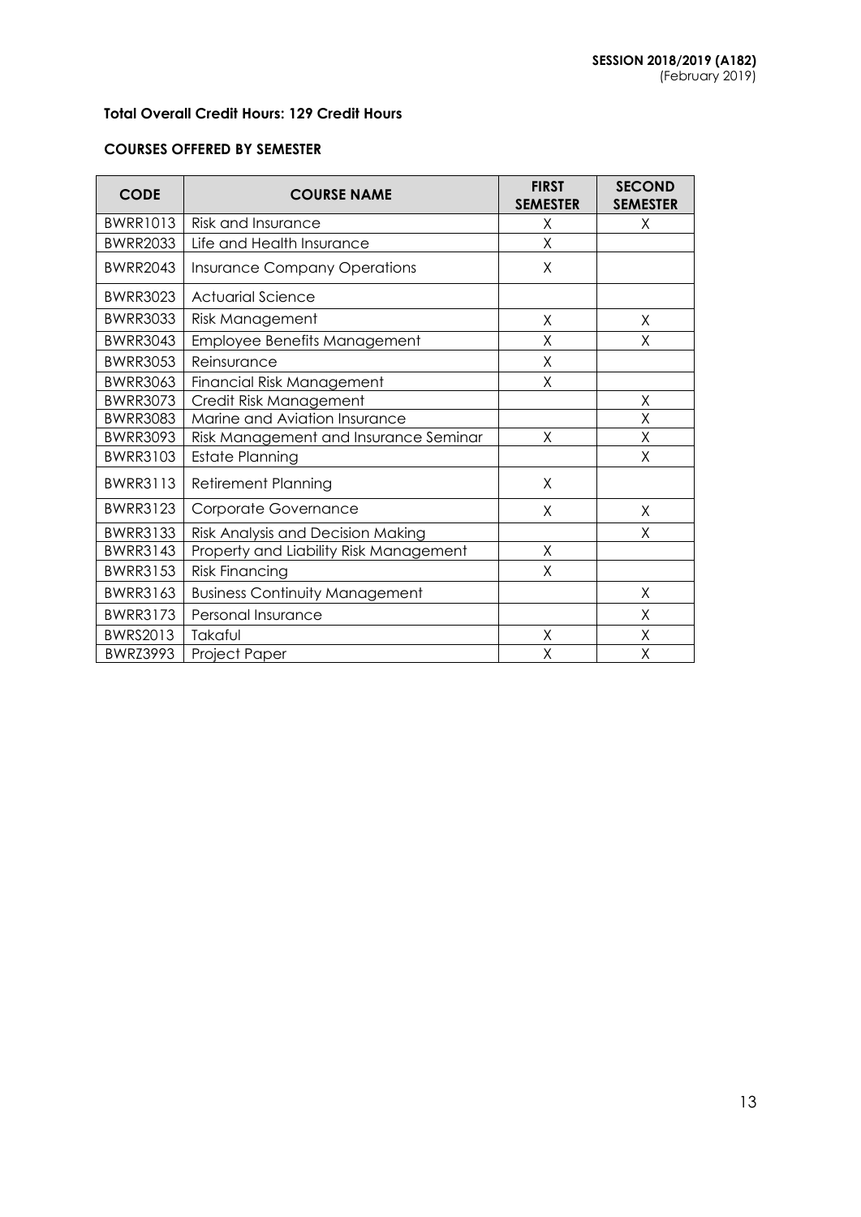**Total Overall Credit Hours: 129 Credit Hours**

**COURSES OFFERED BY SEMESTER**

| CODE | COURSE NAME | FIRST SEMESTER | SECOND SEMESTER |
|---|---|---|---|
| BWRR1013 | Risk and Insurance | X | X |
| BWRR2033 | Life and Health Insurance | X | |
| BWRR2043 | Insurance Company Operations | X | |
| BWRR3023 | Actuarial Science | | |
| BWRR3033 | Risk Management | X | X |
| BWRR3043 | Employee Benefits Management | X | X |
| BWRR3053 | Reinsurance | X | |
| BWRR3063 | Financial Risk Management | X | |
| BWRR3073 | Credit Risk Management | | X |
| BWRR3083 | Marine and Aviation Insurance | | X |
| BWRR3093 | Risk Management and Insurance Seminar | X | X |
| BWRR3103 | Estate Planning | | X |
| BWRR3113 | Retirement Planning | X | |
| BWRR3123 | Corporate Governance | X | X |
| BWRR3133 | Risk Analysis and Decision Making | | X |
| BWRR3143 | Property and Liability Risk Management | X | |
| BWRR3153 | Risk Financing | X | |
| BWRR3163 | Business Continuity Management | | X |
| BWRR3173 | Personal Insurance | | X |
| BWRS2013 | Takaful | X | X |
| BWRZ3993 | Project Paper | X | X |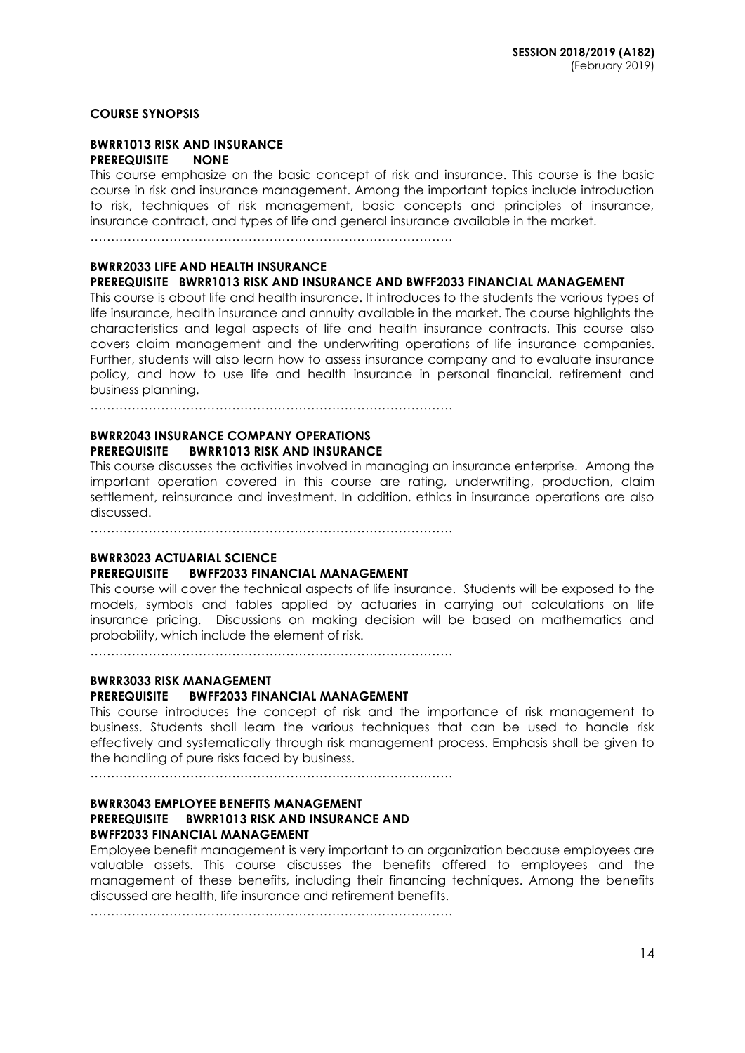## COURSE SYNOPSIS

### BWRR1013 RISK AND INSURANCE

**PREREQUISITE NONE**

This course emphasize on the basic concept of risk and insurance. This course is the basic course in risk and insurance management. Among the important topics include introduction to risk, techniques of risk management, basic concepts and principles of insurance, insurance contract, and types of life and general insurance available in the market.

……………………………………………………………………………

### BWRR2033 LIFE AND HEALTH INSURANCE

**PREREQUISITE BWRR1013 RISK AND INSURANCE AND BWFF2033 FINANCIAL MANAGEMENT**

This course is about life and health insurance. It introduces to the students the various types of life insurance, health insurance and annuity available in the market. The course highlights the characteristics and legal aspects of life and health insurance contracts. This course also covers claim management and the underwriting operations of life insurance companies. Further, students will also learn how to assess insurance company and to evaluate insurance policy, and how to use life and health insurance in personal financial, retirement and business planning.

……………………………………………………………………………

### BWRR2043 INSURANCE COMPANY OPERATIONS

**PREREQUISITE BWRR1013 RISK AND INSURANCE**

This course discusses the activities involved in managing an insurance enterprise. Among the important operation covered in this course are rating, underwriting, production, claim settlement, reinsurance and investment. In addition, ethics in insurance operations are also discussed.

……………………………………………………………………………

### BWRR3023 ACTUARIAL SCIENCE

**PREREQUISITE BWFF2033 FINANCIAL MANAGEMENT**

This course will cover the technical aspects of life insurance. Students will be exposed to the models, symbols and tables applied by actuaries in carrying out calculations on life insurance pricing. Discussions on making decision will be based on mathematics and probability, which include the element of risk.

……………………………………………………………………………

### BWRR3033 RISK MANAGEMENT

**PREREQUISITE BWFF2033 FINANCIAL MANAGEMENT**

This course introduces the concept of risk and the importance of risk management to business. Students shall learn the various techniques that can be used to handle risk effectively and systematically through risk management process. Emphasis shall be given to the handling of pure risks faced by business.

……………………………………………………………………………

### BWRR3043 EMPLOYEE BENEFITS MANAGEMENT

**PREREQUISITE BWRR1013 RISK AND INSURANCE AND BWFF2033 FINANCIAL MANAGEMENT**

Employee benefit management is very important to an organization because employees are valuable assets. This course discusses the benefits offered to employees and the management of these benefits, including their financing techniques. Among the benefits discussed are health, life insurance and retirement benefits.

……………………………………………………………………………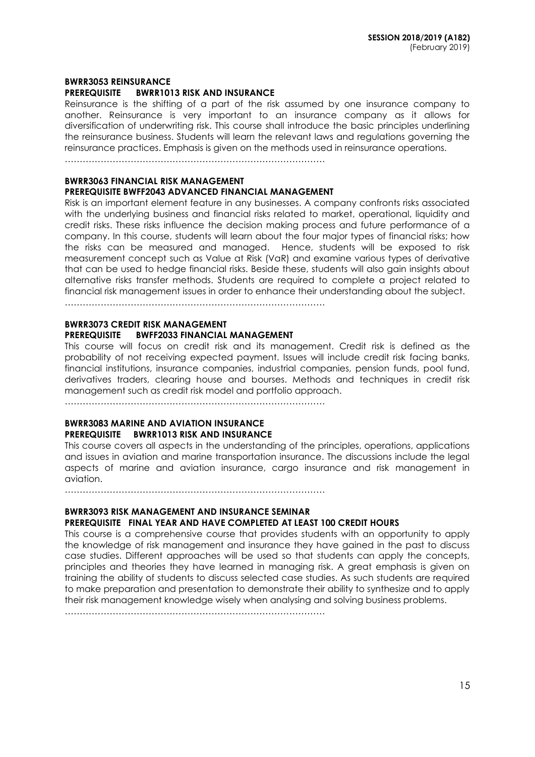**BWRR3053 REINSURANCE**
**PREREQUISITE BWRR1013 RISK AND INSURANCE**

Reinsurance is the shifting of a part of the risk assumed by one insurance company to another. Reinsurance is very important to an insurance company as it allows for diversification of underwriting risk. This course shall introduce the basic principles underlining the reinsurance business. Students will learn the relevant laws and regulations governing the reinsurance practices. Emphasis is given on the methods used in reinsurance operations.

……………………………………………………………………………

**BWRR3063 FINANCIAL RISK MANAGEMENT**
**PREREQUISITE BWFF2043 ADVANCED FINANCIAL MANAGEMENT**

Risk is an important element feature in any businesses. A company confronts risks associated with the underlying business and financial risks related to market, operational, liquidity and credit risks. These risks influence the decision making process and future performance of a company. In this course, students will learn about the four major types of financial risks; how the risks can be measured and managed. Hence, students will be exposed to risk measurement concept such as Value at Risk (VaR) and examine various types of derivative that can be used to hedge financial risks. Beside these, students will also gain insights about alternative risks transfer methods. Students are required to complete a project related to financial risk management issues in order to enhance their understanding about the subject.

……………………………………………………………………………

**BWRR3073 CREDIT RISK MANAGEMENT**
**PREREQUISITE BWFF2033 FINANCIAL MANAGEMENT**

This course will focus on credit risk and its management. Credit risk is defined as the probability of not receiving expected payment. Issues will include credit risk facing banks, financial institutions, insurance companies, industrial companies, pension funds, pool fund, derivatives traders, clearing house and bourses. Methods and techniques in credit risk management such as credit risk model and portfolio approach.

……………………………………………………………………………

**BWRR3083 MARINE AND AVIATION INSURANCE**
**PREREQUISITE BWRR1013 RISK AND INSURANCE**

This course covers all aspects in the understanding of the principles, operations, applications and issues in aviation and marine transportation insurance. The discussions include the legal aspects of marine and aviation insurance, cargo insurance and risk management in aviation.

……………………………………………………………………………

**BWRR3093 RISK MANAGEMENT AND INSURANCE SEMINAR**
**PREREQUISITE FINAL YEAR AND HAVE COMPLETED AT LEAST 100 CREDIT HOURS**

This course is a comprehensive course that provides students with an opportunity to apply the knowledge of risk management and insurance they have gained in the past to discuss case studies. Different approaches will be used so that students can apply the concepts, principles and theories they have learned in managing risk. A great emphasis is given on training the ability of students to discuss selected case studies. As such students are required to make preparation and presentation to demonstrate their ability to synthesize and to apply their risk management knowledge wisely when analysing and solving business problems.

……………………………………………………………………………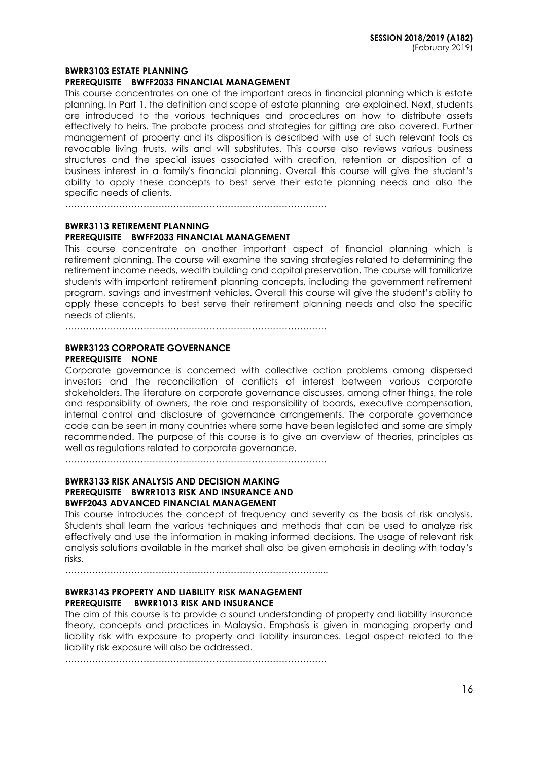**BWRR3103 ESTATE PLANNING**
**PREREQUISITE BWFF2033 FINANCIAL MANAGEMENT**

This course concentrates on one of the important areas in financial planning which is estate planning. In Part 1, the definition and scope of estate planning are explained. Next, students are introduced to the various techniques and procedures on how to distribute assets effectively to heirs. The probate process and strategies for gifting are also covered. Further management of property and its disposition is described with use of such relevant tools as revocable living trusts, wills and will substitutes. This course also reviews various business structures and the special issues associated with creation, retention or disposition of a business interest in a family's financial planning. Overall this course will give the student's ability to apply these concepts to best serve their estate planning needs and also the specific needs of clients.

……………………………………………………………………………

**BWRR3113 RETIREMENT PLANNING**
**PREREQUISITE BWFF2033 FINANCIAL MANAGEMENT**

This course concentrate on another important aspect of financial planning which is retirement planning. The course will examine the saving strategies related to determining the retirement income needs, wealth building and capital preservation. The course will familiarize students with important retirement planning concepts, including the government retirement program, savings and investment vehicles. Overall this course will give the student's ability to apply these concepts to best serve their retirement planning needs and also the specific needs of clients.

……………………………………………………………………………

**BWRR3123 CORPORATE GOVERNANCE**
**PREREQUISITE NONE**

Corporate governance is concerned with collective action problems among dispersed investors and the reconciliation of conflicts of interest between various corporate stakeholders. The literature on corporate governance discusses, among other things, the role and responsibility of owners, the role and responsibility of boards, executive compensation, internal control and disclosure of governance arrangements. The corporate governance code can be seen in many countries where some have been legislated and some are simply recommended. The purpose of this course is to give an overview of theories, principles as well as regulations related to corporate governance.

……………………………………………………………………………

**BWRR3133 RISK ANALYSIS AND DECISION MAKING**
**PREREQUISITE BWRR1013 RISK AND INSURANCE AND**
**BWFF2043 ADVANCED FINANCIAL MANAGEMENT**

This course introduces the concept of frequency and severity as the basis of risk analysis. Students shall learn the various techniques and methods that can be used to analyze risk effectively and use the information in making informed decisions. The usage of relevant risk analysis solutions available in the market shall also be given emphasis in dealing with today's risks.

…………………………………………………………………………....

**BWRR3143 PROPERTY AND LIABILITY RISK MANAGEMENT**
**PREREQUISITE BWRR1013 RISK AND INSURANCE**

The aim of this course is to provide a sound understanding of property and liability insurance theory, concepts and practices in Malaysia. Emphasis is given in managing property and liability risk with exposure to property and liability insurances. Legal aspect related to the liability risk exposure will also be addressed.

……………………………………………………………………………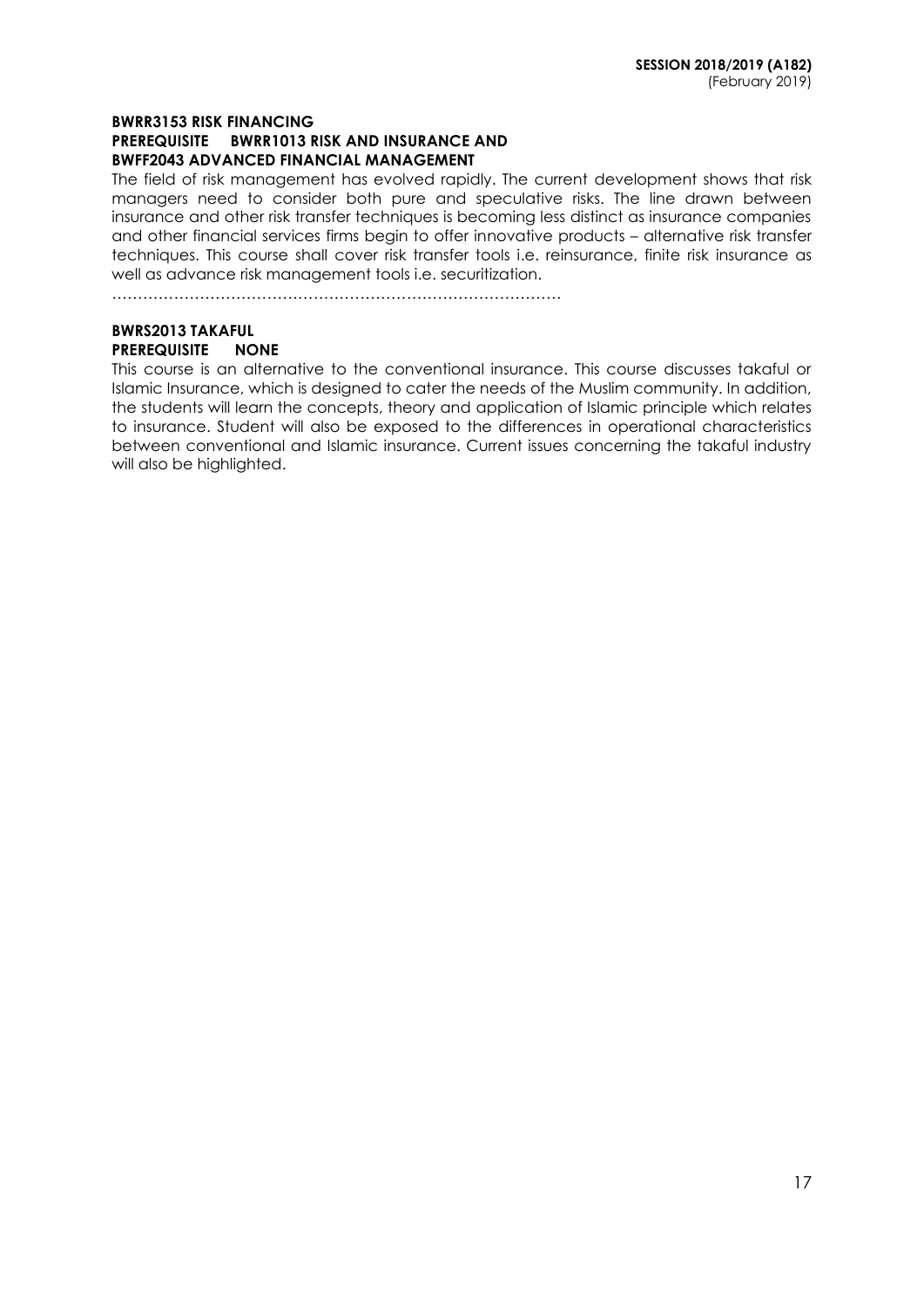**BWRR3153 RISK FINANCING**
**PREREQUISITE BWRR1013 RISK AND INSURANCE AND BWFF2043 ADVANCED FINANCIAL MANAGEMENT**

The field of risk management has evolved rapidly. The current development shows that risk managers need to consider both pure and speculative risks. The line drawn between insurance and other risk transfer techniques is becoming less distinct as insurance companies and other financial services firms begin to offer innovative products – alternative risk transfer techniques. This course shall cover risk transfer tools i.e. reinsurance, finite risk insurance as well as advance risk management tools i.e. securitization.

…………………………………………………………………………….

**BWRS2013 TAKAFUL**
**PREREQUISITE NONE**

This course is an alternative to the conventional insurance. This course discusses takaful or Islamic Insurance, which is designed to cater the needs of the Muslim community. In addition, the students will learn the concepts, theory and application of Islamic principle which relates to insurance. Student will also be exposed to the differences in operational characteristics between conventional and Islamic insurance. Current issues concerning the takaful industry will also be highlighted.